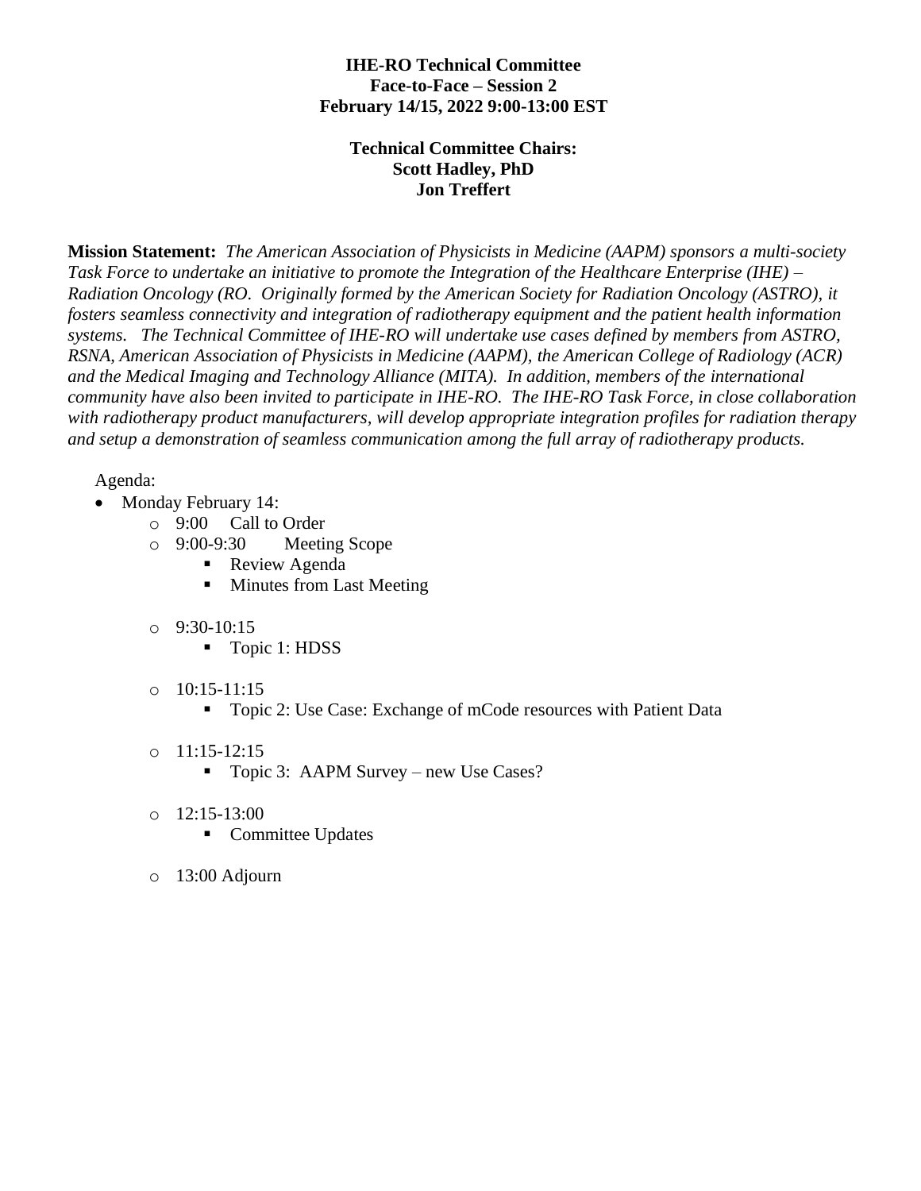**IHE-RO Technical Committee**
**Face-to-Face – Session 2**
**February 14/15, 2022 9:00-13:00 EST**

**Technical Committee Chairs:**
**Scott Hadley, PhD**
**Jon Treffert**

**Mission Statement:** *The American Association of Physicists in Medicine (AAPM) sponsors a multi-society Task Force to undertake an initiative to promote the Integration of the Healthcare Enterprise (IHE) – Radiation Oncology (RO. Originally formed by the American Society for Radiation Oncology (ASTRO), it fosters seamless connectivity and integration of radiotherapy equipment and the patient health information systems. The Technical Committee of IHE-RO will undertake use cases defined by members from ASTRO, RSNA, American Association of Physicists in Medicine (AAPM), the American College of Radiology (ACR) and the Medical Imaging and Technology Alliance (MITA). In addition, members of the international community have also been invited to participate in IHE-RO. The IHE-RO Task Force, in close collaboration with radiotherapy product manufacturers, will develop appropriate integration profiles for radiation therapy and setup a demonstration of seamless communication among the full array of radiotherapy products.*

Agenda:

- Monday February 14:
  - 9:00 Call to Order
  - 9:00-9:30 Meeting Scope
    - Review Agenda
    - Minutes from Last Meeting
  - 9:30-10:15
    - Topic 1: HDSS
  - 10:15-11:15
    - Topic 2: Use Case: Exchange of mCode resources with Patient Data
  - 11:15-12:15
    - Topic 3: AAPM Survey – new Use Cases?
  - 12:15-13:00
    - Committee Updates
  - 13:00 Adjourn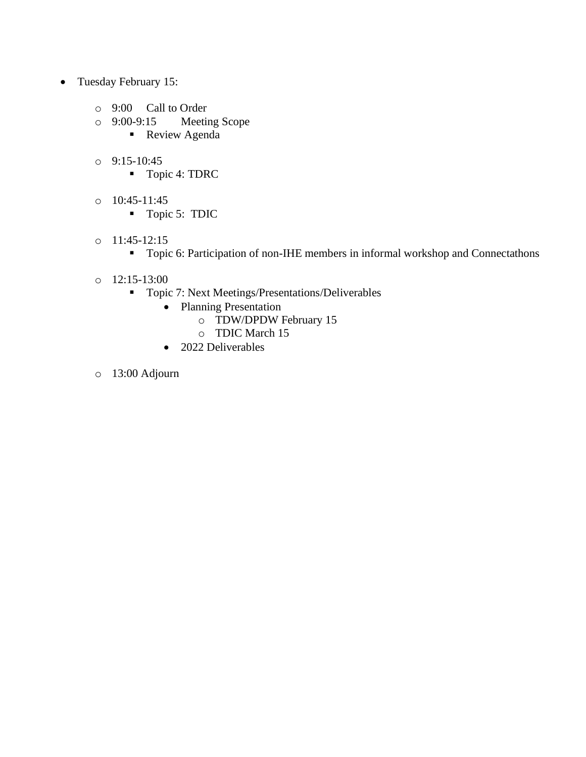- Tuesday February 15:
  - 9:00 Call to Order
  - 9:00-9:15 Meeting Scope
    - Review Agenda
  - 9:15-10:45
    - Topic 4: TDRC
  - 10:45-11:45
    - Topic 5: TDIC
  - 11:45-12:15
    - Topic 6: Participation of non-IHE members in informal workshop and Connectathons
  - 12:15-13:00
    - Topic 7: Next Meetings/Presentations/Deliverables
      - Planning Presentation
        - TDW/DPDW February 15
        - TDIC March 15
      - 2022 Deliverables
  - 13:00 Adjourn